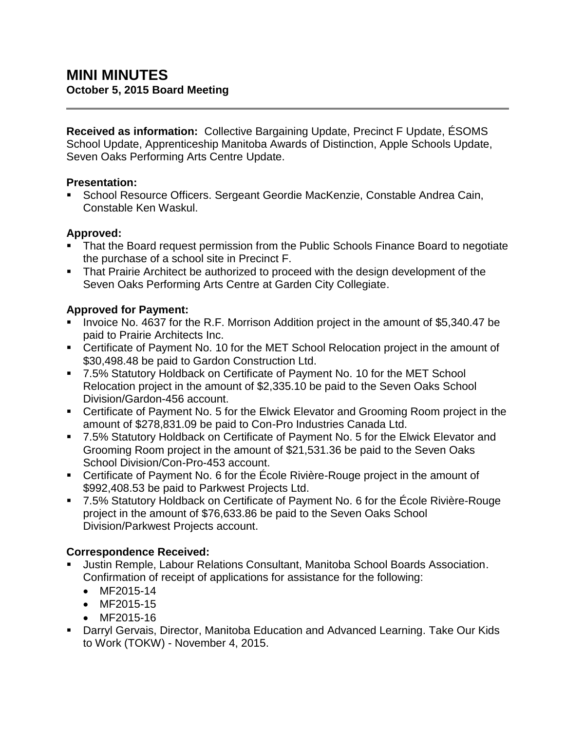# MINI MINUTES

**October 5, 2015 Board Meeting**

---

**Received as information:** Collective Bargaining Update, Precinct F Update, ÉSOMS School Update, Apprenticeship Manitoba Awards of Distinction, Apple Schools Update, Seven Oaks Performing Arts Centre Update.

**Presentation:**

- School Resource Officers. Sergeant Geordie MacKenzie, Constable Andrea Cain, Constable Ken Waskul.

**Approved:**

- That the Board request permission from the Public Schools Finance Board to negotiate the purchase of a school site in Precinct F.
- That Prairie Architect be authorized to proceed with the design development of the Seven Oaks Performing Arts Centre at Garden City Collegiate.

**Approved for Payment:**

- Invoice No. 4637 for the R.F. Morrison Addition project in the amount of $5,340.47 be paid to Prairie Architects Inc.
- Certificate of Payment No. 10 for the MET School Relocation project in the amount of $30,498.48 be paid to Gardon Construction Ltd.
- 7.5% Statutory Holdback on Certificate of Payment No. 10 for the MET School Relocation project in the amount of $2,335.10 be paid to the Seven Oaks School Division/Gardon-456 account.
- Certificate of Payment No. 5 for the Elwick Elevator and Grooming Room project in the amount of $278,831.09 be paid to Con-Pro Industries Canada Ltd.
- 7.5% Statutory Holdback on Certificate of Payment No. 5 for the Elwick Elevator and Grooming Room project in the amount of $21,531.36 be paid to the Seven Oaks School Division/Con-Pro-453 account.
- Certificate of Payment No. 6 for the École Rivière-Rouge project in the amount of $992,408.53 be paid to Parkwest Projects Ltd.
- 7.5% Statutory Holdback on Certificate of Payment No. 6 for the École Rivière-Rouge project in the amount of $76,633.86 be paid to the Seven Oaks School Division/Parkwest Projects account.

**Correspondence Received:**

- Justin Remple, Labour Relations Consultant, Manitoba School Boards Association. Confirmation of receipt of applications for assistance for the following:
  - MF2015-14
  - MF2015-15
  - MF2015-16
- Darryl Gervais, Director, Manitoba Education and Advanced Learning. Take Our Kids to Work (TOKW) - November 4, 2015.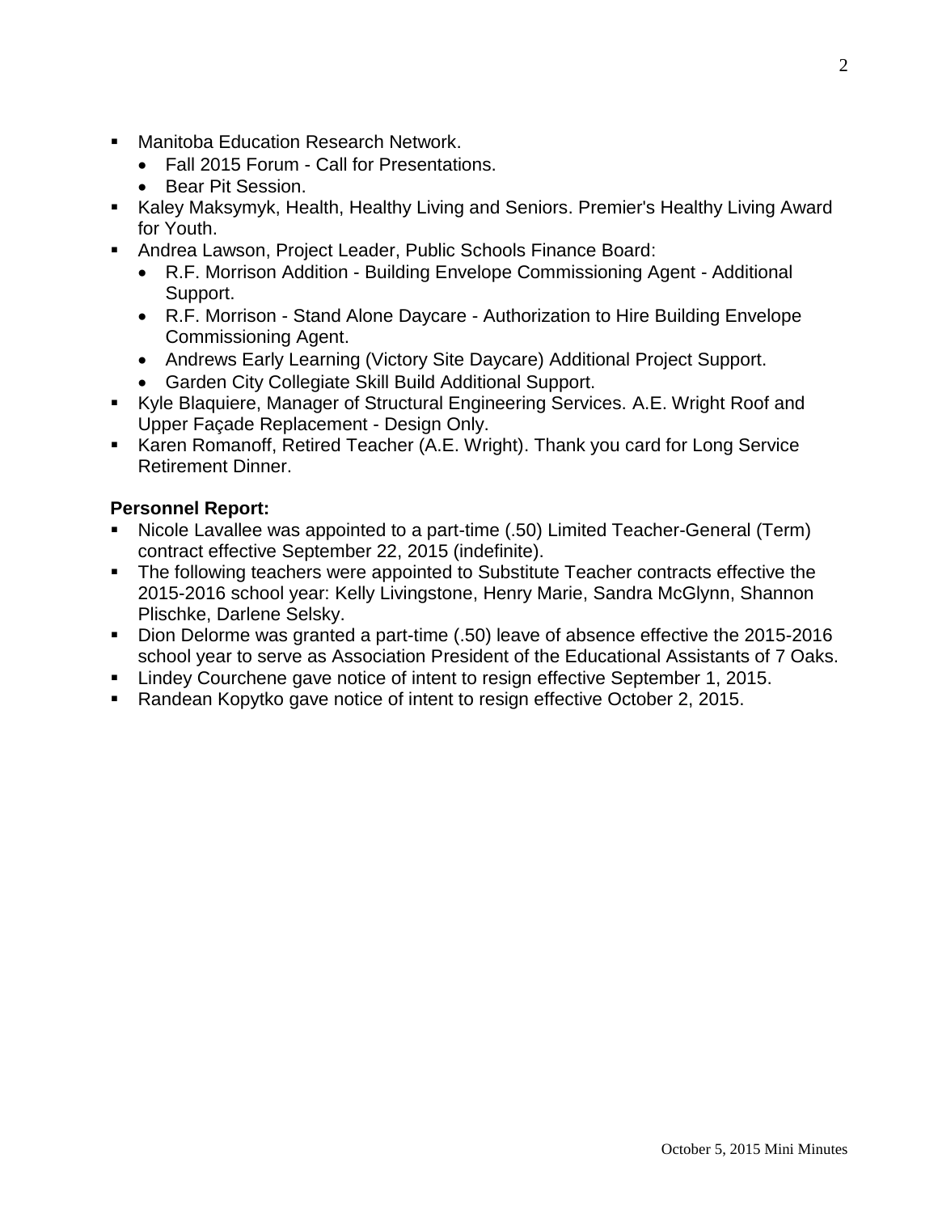- Manitoba Education Research Network.
  - Fall 2015 Forum - Call for Presentations.
  - Bear Pit Session.
- Kaley Maksymyk, Health, Healthy Living and Seniors. Premier's Healthy Living Award for Youth.
- Andrea Lawson, Project Leader, Public Schools Finance Board:
  - R.F. Morrison Addition - Building Envelope Commissioning Agent - Additional Support.
  - R.F. Morrison - Stand Alone Daycare - Authorization to Hire Building Envelope Commissioning Agent.
  - Andrews Early Learning (Victory Site Daycare) Additional Project Support.
  - Garden City Collegiate Skill Build Additional Support.
- Kyle Blaquiere, Manager of Structural Engineering Services. A.E. Wright Roof and Upper Façade Replacement - Design Only.
- Karen Romanoff, Retired Teacher (A.E. Wright). Thank you card for Long Service Retirement Dinner.

**Personnel Report:**

- Nicole Lavallee was appointed to a part-time (.50) Limited Teacher-General (Term) contract effective September 22, 2015 (indefinite).
- The following teachers were appointed to Substitute Teacher contracts effective the 2015-2016 school year: Kelly Livingstone, Henry Marie, Sandra McGlynn, Shannon Plischke, Darlene Selsky.
- Dion Delorme was granted a part-time (.50) leave of absence effective the 2015-2016 school year to serve as Association President of the Educational Assistants of 7 Oaks.
- Lindey Courchene gave notice of intent to resign effective September 1, 2015.
- Randean Kopytko gave notice of intent to resign effective October 2, 2015.